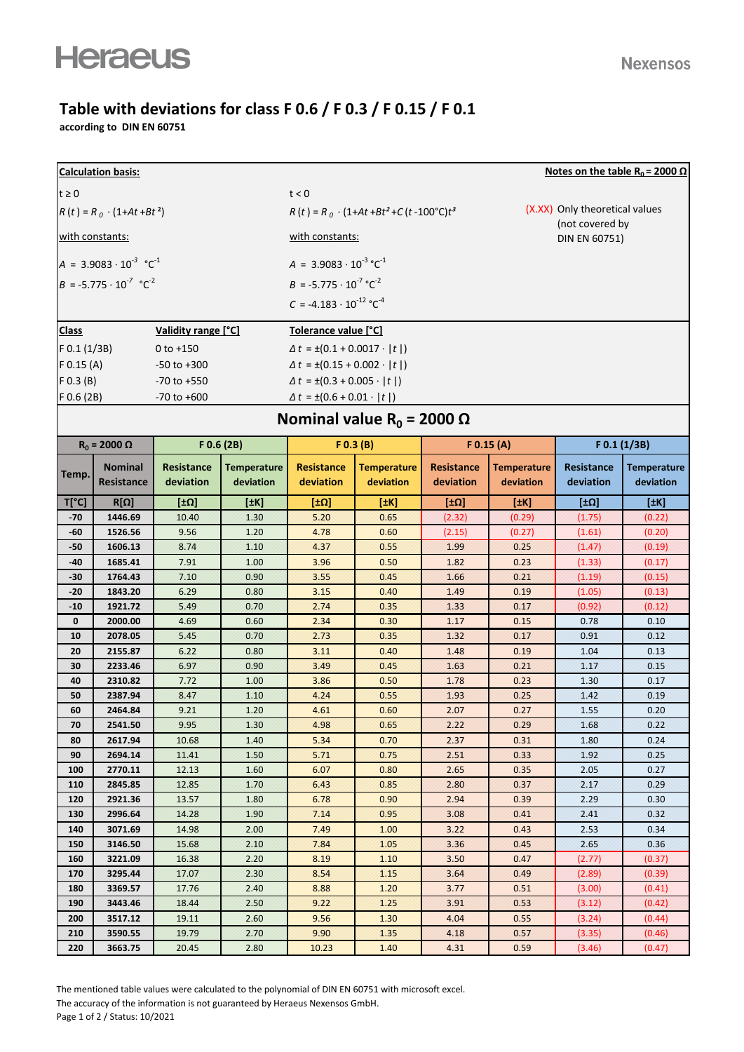Heraeus

Nexensos

# Table with deviations for class F 0.6 / F 0.3 / F 0.15 / F 0.1

**according to DIN EN 60751**

**Calculation basis:**

$t \geq 0$

$R(t) = R_0 \cdot (1 + At + Bt^2)$

with constants:

$A = 3.9083 \cdot 10^{-3}\ °C^{-1}$

$B = -5.775 \cdot 10^{-7}\ °C^{-2}$

$t < 0$

$R(t) = R_0 \cdot (1 + At + Bt^2 + C(t - 100°C)t^3)$

with constants:

$A = 3.9083 \cdot 10^{-3}\ °C^{-1}$

$B = -5.775 \cdot 10^{-7}\ °C^{-2}$

$C = -4.183 \cdot 10^{-12}\ °C^{-4}$

**Notes on the table $R_0 = 2000\ \Omega$**

(X.XX) Only theoretical values (not covered by DIN EN 60751)

| Class | Validity range [°C] | Tolerance value [°C] |
|---|---|---|
| F 0.1 (1/3B) | 0 to +150 | $\Delta t = \pm(0.1 + 0.0017 \cdot \lvert t \rvert)$ |
| F 0.15 (A) | -50 to +300 | $\Delta t = \pm(0.15 + 0.002 \cdot \lvert t \rvert)$ |
| F 0.3 (B) | -70 to +550 | $\Delta t = \pm(0.3 + 0.005 \cdot \lvert t \rvert)$ |
| F 0.6 (2B) | -70 to +600 | $\Delta t = \pm(0.6 + 0.01 \cdot \lvert t \rvert)$ |

## Nominal value $R_0 = 2000\ \Omega$

| $R_0 = 2000\ \Omega$ | | F 0.6 (2B) | | F 0.3 (B) | | F 0.15 (A) | | F 0.1 (1/3B) | |
|---|---|---|---|---|---|---|---|---|---|
| Temp. | Nominal Resistance | Resistance deviation | Temperature deviation | Resistance deviation | Temperature deviation | Resistance deviation | Temperature deviation | Resistance deviation | Temperature deviation |
| T[°C] | R[Ω] | [±Ω] | [±K] | [±Ω] | [±K] | [±Ω] | [±K] | [±Ω] | [±K] |
| -70 | 1446.69 | 10.40 | 1.30 | 5.20 | 0.65 | (2.32) | (0.29) | (1.75) | (0.22) |
| -60 | 1526.56 | 9.56 | 1.20 | 4.78 | 0.60 | (2.15) | (0.27) | (1.61) | (0.20) |
| -50 | 1606.13 | 8.74 | 1.10 | 4.37 | 0.55 | 1.99 | 0.25 | (1.47) | (0.19) |
| -40 | 1685.41 | 7.91 | 1.00 | 3.96 | 0.50 | 1.82 | 0.23 | (1.33) | (0.17) |
| -30 | 1764.43 | 7.10 | 0.90 | 3.55 | 0.45 | 1.66 | 0.21 | (1.19) | (0.15) |
| -20 | 1843.20 | 6.29 | 0.80 | 3.15 | 0.40 | 1.49 | 0.19 | (1.05) | (0.13) |
| -10 | 1921.72 | 5.49 | 0.70 | 2.74 | 0.35 | 1.33 | 0.17 | (0.92) | (0.12) |
| 0 | 2000.00 | 4.69 | 0.60 | 2.34 | 0.30 | 1.17 | 0.15 | 0.78 | 0.10 |
| 10 | 2078.05 | 5.45 | 0.70 | 2.73 | 0.35 | 1.32 | 0.17 | 0.91 | 0.12 |
| 20 | 2155.87 | 6.22 | 0.80 | 3.11 | 0.40 | 1.48 | 0.19 | 1.04 | 0.13 |
| 30 | 2233.46 | 6.97 | 0.90 | 3.49 | 0.45 | 1.63 | 0.21 | 1.17 | 0.15 |
| 40 | 2310.82 | 7.72 | 1.00 | 3.86 | 0.50 | 1.78 | 0.23 | 1.30 | 0.17 |
| 50 | 2387.94 | 8.47 | 1.10 | 4.24 | 0.55 | 1.93 | 0.25 | 1.42 | 0.19 |
| 60 | 2464.84 | 9.21 | 1.20 | 4.61 | 0.60 | 2.07 | 0.27 | 1.55 | 0.20 |
| 70 | 2541.50 | 9.95 | 1.30 | 4.98 | 0.65 | 2.22 | 0.29 | 1.68 | 0.22 |
| 80 | 2617.94 | 10.68 | 1.40 | 5.34 | 0.70 | 2.37 | 0.31 | 1.80 | 0.24 |
| 90 | 2694.14 | 11.41 | 1.50 | 5.71 | 0.75 | 2.51 | 0.33 | 1.92 | 0.25 |
| 100 | 2770.11 | 12.13 | 1.60 | 6.07 | 0.80 | 2.65 | 0.35 | 2.05 | 0.27 |
| 110 | 2845.85 | 12.85 | 1.70 | 6.43 | 0.85 | 2.80 | 0.37 | 2.17 | 0.29 |
| 120 | 2921.36 | 13.57 | 1.80 | 6.78 | 0.90 | 2.94 | 0.39 | 2.29 | 0.30 |
| 130 | 2996.64 | 14.28 | 1.90 | 7.14 | 0.95 | 3.08 | 0.41 | 2.41 | 0.32 |
| 140 | 3071.69 | 14.98 | 2.00 | 7.49 | 1.00 | 3.22 | 0.43 | 2.53 | 0.34 |
| 150 | 3146.50 | 15.68 | 2.10 | 7.84 | 1.05 | 3.36 | 0.45 | 2.65 | 0.36 |
| 160 | 3221.09 | 16.38 | 2.20 | 8.19 | 1.10 | 3.50 | 0.47 | (2.77) | (0.37) |
| 170 | 3295.44 | 17.07 | 2.30 | 8.54 | 1.15 | 3.64 | 0.49 | (2.89) | (0.39) |
| 180 | 3369.57 | 17.76 | 2.40 | 8.88 | 1.20 | 3.77 | 0.51 | (3.00) | (0.41) |
| 190 | 3443.46 | 18.44 | 2.50 | 9.22 | 1.25 | 3.91 | 0.53 | (3.12) | (0.42) |
| 200 | 3517.12 | 19.11 | 2.60 | 9.56 | 1.30 | 4.04 | 0.55 | (3.24) | (0.44) |
| 210 | 3590.55 | 19.79 | 2.70 | 9.90 | 1.35 | 4.18 | 0.57 | (3.35) | (0.46) |
| 220 | 3663.75 | 20.45 | 2.80 | 10.23 | 1.40 | 4.31 | 0.59 | (3.46) | (0.47) |

The mentioned table values were calculated to the polynomial of DIN EN 60751 with microsoft excel.

The accuracy of the information is not guaranteed by Heraeus Nexensos GmbH.

Status: 10/2021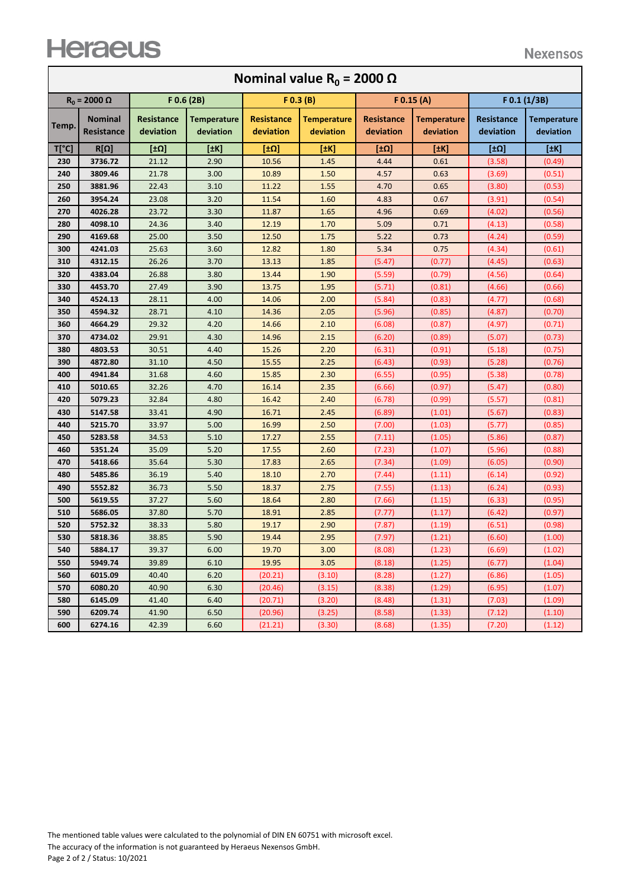# Nominal value $R_0$ = 2000 Ω

| $R_0$ = 2000 Ω | | F 0.6 (2B) | | F 0.3 (B) | | F 0.15 (A) | | F 0.1 (1/3B) | |
|---|---|---|---|---|---|---|---|---|---|
| Temp. | Nominal Resistance | Resistance deviation | Temperature deviation | Resistance deviation | Temperature deviation | Resistance deviation | Temperature deviation | Resistance deviation | Temperature deviation |
| T[°C] | R[Ω] | [±Ω] | [±K] | [±Ω] | [±K] | [±Ω] | [±K] | [±Ω] | [±K] |
| 230 | 3736.72 | 21.12 | 2.90 | 10.56 | 1.45 | 4.44 | 0.61 | (3.58) | (0.49) |
| 240 | 3809.46 | 21.78 | 3.00 | 10.89 | 1.50 | 4.57 | 0.63 | (3.69) | (0.51) |
| 250 | 3881.96 | 22.43 | 3.10 | 11.22 | 1.55 | 4.70 | 0.65 | (3.80) | (0.53) |
| 260 | 3954.24 | 23.08 | 3.20 | 11.54 | 1.60 | 4.83 | 0.67 | (3.91) | (0.54) |
| 270 | 4026.28 | 23.72 | 3.30 | 11.87 | 1.65 | 4.96 | 0.69 | (4.02) | (0.56) |
| 280 | 4098.10 | 24.36 | 3.40 | 12.19 | 1.70 | 5.09 | 0.71 | (4.13) | (0.58) |
| 290 | 4169.68 | 25.00 | 3.50 | 12.50 | 1.75 | 5.22 | 0.73 | (4.24) | (0.59) |
| 300 | 4241.03 | 25.63 | 3.60 | 12.82 | 1.80 | 5.34 | 0.75 | (4.34) | (0.61) |
| 310 | 4312.15 | 26.26 | 3.70 | 13.13 | 1.85 | (5.47) | (0.77) | (4.45) | (0.63) |
| 320 | 4383.04 | 26.88 | 3.80 | 13.44 | 1.90 | (5.59) | (0.79) | (4.56) | (0.64) |
| 330 | 4453.70 | 27.49 | 3.90 | 13.75 | 1.95 | (5.71) | (0.81) | (4.66) | (0.66) |
| 340 | 4524.13 | 28.11 | 4.00 | 14.06 | 2.00 | (5.84) | (0.83) | (4.77) | (0.68) |
| 350 | 4594.32 | 28.71 | 4.10 | 14.36 | 2.05 | (5.96) | (0.85) | (4.87) | (0.70) |
| 360 | 4664.29 | 29.32 | 4.20 | 14.66 | 2.10 | (6.08) | (0.87) | (4.97) | (0.71) |
| 370 | 4734.02 | 29.91 | 4.30 | 14.96 | 2.15 | (6.20) | (0.89) | (5.07) | (0.73) |
| 380 | 4803.53 | 30.51 | 4.40 | 15.26 | 2.20 | (6.31) | (0.91) | (5.18) | (0.75) |
| 390 | 4872.80 | 31.10 | 4.50 | 15.55 | 2.25 | (6.43) | (0.93) | (5.28) | (0.76) |
| 400 | 4941.84 | 31.68 | 4.60 | 15.85 | 2.30 | (6.55) | (0.95) | (5.38) | (0.78) |
| 410 | 5010.65 | 32.26 | 4.70 | 16.14 | 2.35 | (6.66) | (0.97) | (5.47) | (0.80) |
| 420 | 5079.23 | 32.84 | 4.80 | 16.42 | 2.40 | (6.78) | (0.99) | (5.57) | (0.81) |
| 430 | 5147.58 | 33.41 | 4.90 | 16.71 | 2.45 | (6.89) | (1.01) | (5.67) | (0.83) |
| 440 | 5215.70 | 33.97 | 5.00 | 16.99 | 2.50 | (7.00) | (1.03) | (5.77) | (0.85) |
| 450 | 5283.58 | 34.53 | 5.10 | 17.27 | 2.55 | (7.11) | (1.05) | (5.86) | (0.87) |
| 460 | 5351.24 | 35.09 | 5.20 | 17.55 | 2.60 | (7.23) | (1.07) | (5.96) | (0.88) |
| 470 | 5418.66 | 35.64 | 5.30 | 17.83 | 2.65 | (7.34) | (1.09) | (6.05) | (0.90) |
| 480 | 5485.86 | 36.19 | 5.40 | 18.10 | 2.70 | (7.44) | (1.11) | (6.14) | (0.92) |
| 490 | 5552.82 | 36.73 | 5.50 | 18.37 | 2.75 | (7.55) | (1.13) | (6.24) | (0.93) |
| 500 | 5619.55 | 37.27 | 5.60 | 18.64 | 2.80 | (7.66) | (1.15) | (6.33) | (0.95) |
| 510 | 5686.05 | 37.80 | 5.70 | 18.91 | 2.85 | (7.77) | (1.17) | (6.42) | (0.97) |
| 520 | 5752.32 | 38.33 | 5.80 | 19.17 | 2.90 | (7.87) | (1.19) | (6.51) | (0.98) |
| 530 | 5818.36 | 38.85 | 5.90 | 19.44 | 2.95 | (7.97) | (1.21) | (6.60) | (1.00) |
| 540 | 5884.17 | 39.37 | 6.00 | 19.70 | 3.00 | (8.08) | (1.23) | (6.69) | (1.02) |
| 550 | 5949.74 | 39.89 | 6.10 | 19.95 | 3.05 | (8.18) | (1.25) | (6.77) | (1.04) |
| 560 | 6015.09 | 40.40 | 6.20 | (20.21) | (3.10) | (8.28) | (1.27) | (6.86) | (1.05) |
| 570 | 6080.20 | 40.90 | 6.30 | (20.46) | (3.15) | (8.38) | (1.29) | (6.95) | (1.07) |
| 580 | 6145.09 | 41.40 | 6.40 | (20.71) | (3.20) | (8.48) | (1.31) | (7.03) | (1.09) |
| 590 | 6209.74 | 41.90 | 6.50 | (20.96) | (3.25) | (8.58) | (1.33) | (7.12) | (1.10) |
| 600 | 6274.16 | 42.39 | 6.60 | (21.21) | (3.30) | (8.68) | (1.35) | (7.20) | (1.12) |

The mentioned table values were calculated to the polynomial of DIN EN 60751 with microsoft excel.
The accuracy of the information is not guaranteed by Heraeus Nexensos GmbH.
Status: 10/2021